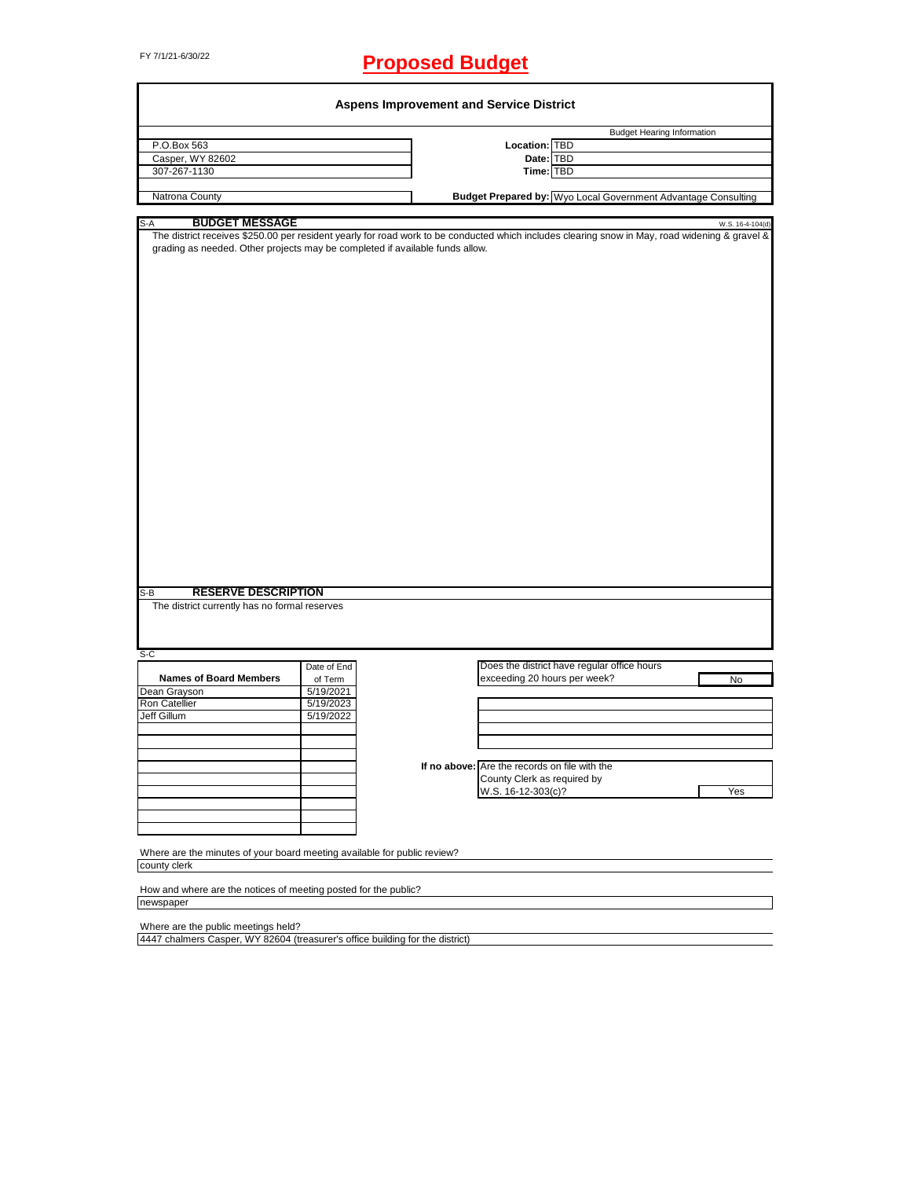FY 7/1/21-6/30/22

# Proposed Budget

## Aspens Improvement and Service District

| | | Budget Hearing Information |
|---|---|---|
| P.O.Box 563 | **Location:** | TBD |
| Casper, WY 82602 | **Date:** | TBD |
| 307-267-1130 | **Time:** | TBD |
| | | |
| Natrona County | **Budget Prepared by:** | Wyo Local Government Advantage Consulting |

### S-A BUDGET MESSAGE

W.S. 16-4-104(d)

The district receives $250.00 per resident yearly for road work to be conducted which includes clearing snow in May, road widening & gravel & grading as needed. Other projects may be completed if available funds allow.

### S-B RESERVE DESCRIPTION

The district currently has no formal reserves

### S-C

| Names of Board Members | Date of End of Term |
|---|---|
| Dean Grayson | 5/19/2021 |
| Ron Catellier | 5/19/2023 |
| Jeff Gillum | 5/19/2022 |

Does the district have regular office hours exceeding 20 hours per week? **No**

**If no above:** Are the records on file with the County Clerk as required by W.S. 16-12-303(c)? **Yes**

Where are the minutes of your board meeting available for public review?

county clerk

How and where are the notices of meeting posted for the public?

newspaper

Where are the public meetings held?

4447 chalmers Casper, WY 82604 (treasurer's office building for the district)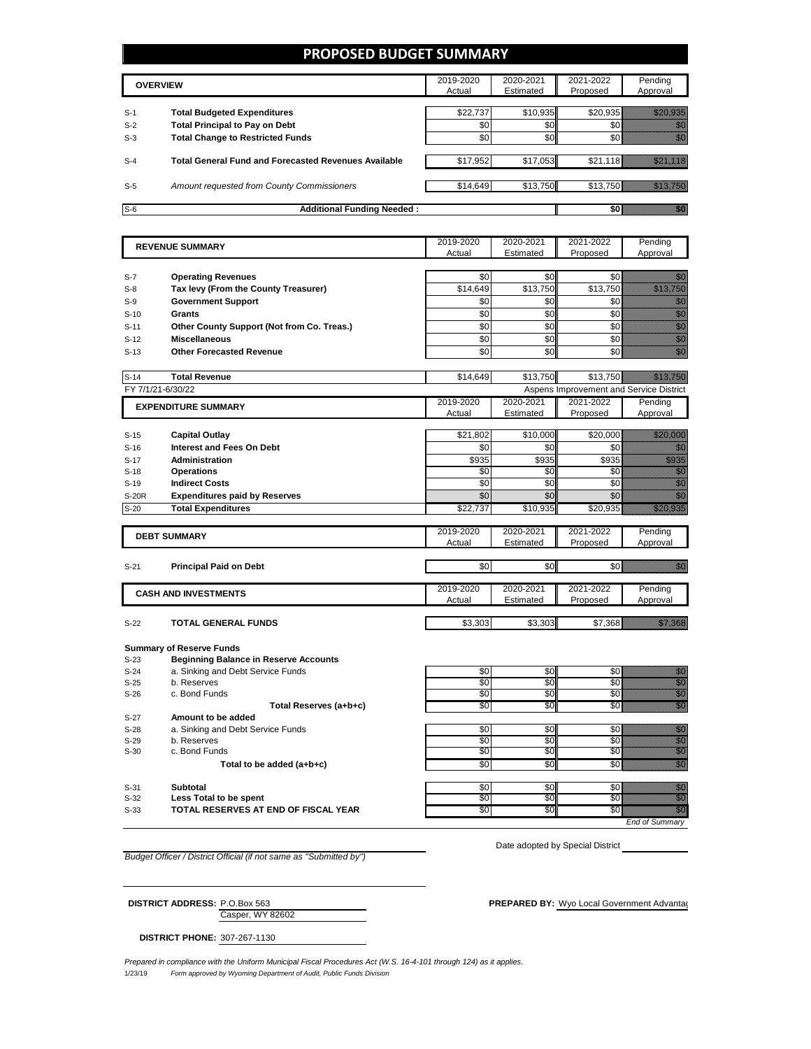# PROPOSED BUDGET SUMMARY

| OVERVIEW | | 2019-2020 Actual | 2020-2021 Estimated | 2021-2022 Proposed | Pending Approval |
|---|---|---|---|---|---|
| S-1 | **Total Budgeted Expenditures** | $22,737 | $10,935 | $20,935 | $20,935 |
| S-2 | **Total Principal to Pay on Debt** | $0 | $0 | $0 | $0 |
| S-3 | **Total Change to Restricted Funds** | $0 | $0 | $0 | $0 |
| S-4 | **Total General Fund and Forecasted Revenues Available** | $17,952 | $17,053 | $21,118 | $21,118 |
| S-5 | *Amount requested from County Commissioners* | $14,649 | $13,750 | $13,750 | $13,750 |
| S-6 | **Additional Funding Needed :** | | | $0 | $0 |

| REVENUE SUMMARY | | 2019-2020 Actual | 2020-2021 Estimated | 2021-2022 Proposed | Pending Approval |
|---|---|---|---|---|---|
| S-7 | **Operating Revenues** | $0 | $0 | $0 | $0 |
| S-8 | **Tax levy (From the County Treasurer)** | $14,649 | $13,750 | $13,750 | $13,750 |
| S-9 | **Government Support** | $0 | $0 | $0 | $0 |
| S-10 | **Grants** | $0 | $0 | $0 | $0 |
| S-11 | **Other County Support (Not from Co. Treas.)** | $0 | $0 | $0 | $0 |
| S-12 | **Miscellaneous** | $0 | $0 | $0 | $0 |
| S-13 | **Other Forecasted Revenue** | $0 | $0 | $0 | $0 |
| S-14 | **Total Revenue** | $14,649 | $13,750 | $13,750 | $13,750 |

FY 7/1/21-6/30/22 — Aspens Improvement and Service District

| EXPENDITURE SUMMARY | | 2019-2020 Actual | 2020-2021 Estimated | 2021-2022 Proposed | Pending Approval |
|---|---|---|---|---|---|
| S-15 | **Capital Outlay** | $21,802 | $10,000 | $20,000 | $20,000 |
| S-16 | **Interest and Fees On Debt** | $0 | $0 | $0 | $0 |
| S-17 | **Administration** | $935 | $935 | $935 | $935 |
| S-18 | **Operations** | $0 | $0 | $0 | $0 |
| S-19 | **Indirect Costs** | $0 | $0 | $0 | $0 |
| S-20R | **Expenditures paid by Reserves** | $0 | $0 | $0 | $0 |
| S-20 | **Total Expenditures** | $22,737 | $10,935 | $20,935 | $20,935 |

| DEBT SUMMARY | | 2019-2020 Actual | 2020-2021 Estimated | 2021-2022 Proposed | Pending Approval |
|---|---|---|---|---|---|
| S-21 | **Principal Paid on Debt** | $0 | $0 | $0 | $0 |

| CASH AND INVESTMENTS | | 2019-2020 Actual | 2020-2021 Estimated | 2021-2022 Proposed | Pending Approval |
|---|---|---|---|---|---|
| S-22 | **TOTAL GENERAL FUNDS** | $3,303 | $3,303 | $7,368 | $7,368 |
| | **Summary of Reserve Funds** | | | | |
| S-23 | **Beginning Balance in Reserve Accounts** | | | | |
| S-24 | a. Sinking and Debt Service Funds | $0 | $0 | $0 | $0 |
| S-25 | b. Reserves | $0 | $0 | $0 | $0 |
| S-26 | c. Bond Funds | $0 | $0 | $0 | $0 |
| | **Total Reserves (a+b+c)** | $0 | $0 | $0 | $0 |
| S-27 | **Amount to be added** | | | | |
| S-28 | a. Sinking and Debt Service Funds | $0 | $0 | $0 | $0 |
| S-29 | b. Reserves | $0 | $0 | $0 | $0 |
| S-30 | c. Bond Funds | $0 | $0 | $0 | $0 |
| | **Total to be added (a+b+c)** | $0 | $0 | $0 | $0 |
| S-31 | **Subtotal** | $0 | $0 | $0 | $0 |
| S-32 | **Less Total to be spent** | $0 | $0 | $0 | $0 |
| S-33 | **TOTAL RESERVES AT END OF FISCAL YEAR** | $0 | $0 | $0 | $0 |

*End of Summary*

*Budget Officer / District Official (if not same as "Submitted by")*

Date adopted by Special District

**DISTRICT ADDRESS:** P.O.Box 563
Casper, WY 82602

**PREPARED BY:** Wyo Local Government Advantag

**DISTRICT PHONE:** 307-267-1130

*Prepared in compliance with the Uniform Municipal Fiscal Procedures Act (W.S. 16-4-101 through 124) as it applies.*

1/23/19 *Form approved by Wyoming Department of Audit, Public Funds Division*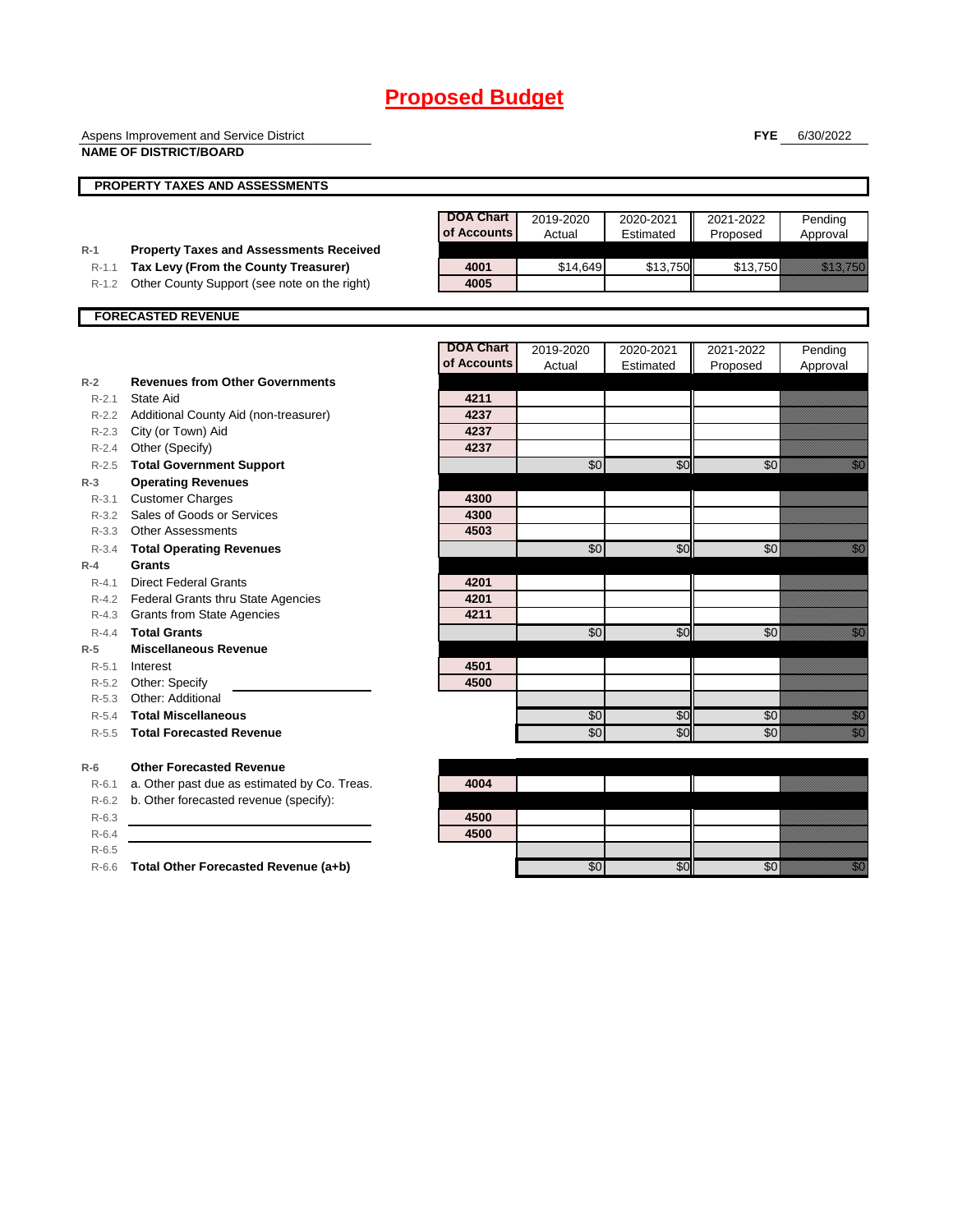# Proposed Budget

Aspens Improvement and Service District
**NAME OF DISTRICT/BOARD**

**FYE** 6/30/2022

## PROPERTY TAXES AND ASSESSMENTS

| | | DOA Chart of Accounts | 2019-2020 Actual | 2020-2021 Estimated | 2021-2022 Proposed | Pending Approval |
|---|---|---|---|---|---|---|
| R-1 | **Property Taxes and Assessments Received** | | | | | |
| R-1.1 | **Tax Levy (From the County Treasurer)** | 4001 | $14,649 | $13,750 | $13,750 | $13,750 |
| R-1.2 | Other County Support (see note on the right) | 4005 | | | | |

## FORECASTED REVENUE

| | | DOA Chart of Accounts | 2019-2020 Actual | 2020-2021 Estimated | 2021-2022 Proposed | Pending Approval |
|---|---|---|---|---|---|---|
| R-2 | **Revenues from Other Governments** | | | | | |
| R-2.1 | State Aid | 4211 | | | | |
| R-2.2 | Additional County Aid (non-treasurer) | 4237 | | | | |
| R-2.3 | City (or Town) Aid | 4237 | | | | |
| R-2.4 | Other (Specify) | 4237 | | | | |
| R-2.5 | **Total Government Support** | | $0 | $0 | $0 | $0 |
| R-3 | **Operating Revenues** | | | | | |
| R-3.1 | Customer Charges | 4300 | | | | |
| R-3.2 | Sales of Goods or Services | 4300 | | | | |
| R-3.3 | Other Assessments | 4503 | | | | |
| R-3.4 | **Total Operating Revenues** | | $0 | $0 | $0 | $0 |
| R-4 | **Grants** | | | | | |
| R-4.1 | Direct Federal Grants | 4201 | | | | |
| R-4.2 | Federal Grants thru State Agencies | 4201 | | | | |
| R-4.3 | Grants from State Agencies | 4211 | | | | |
| R-4.4 | **Total Grants** | | $0 | $0 | $0 | $0 |
| R-5 | **Miscellaneous Revenue** | | | | | |
| R-5.1 | Interest | 4501 | | | | |
| R-5.2 | Other: Specify | 4500 | | | | |
| R-5.3 | Other: Additional | | | | | |
| R-5.4 | **Total Miscellaneous** | | $0 | $0 | $0 | $0 |
| R-5.5 | **Total Forecasted Revenue** | | $0 | $0 | $0 | $0 |
| R-6 | **Other Forecasted Revenue** | | | | | |
| R-6.1 | a. Other past due as estimated by Co. Treas. | 4004 | | | | |
| R-6.2 | b. Other forecasted revenue (specify): | | | | | |
| R-6.3 | | 4500 | | | | |
| R-6.4 | | 4500 | | | | |
| R-6.5 | | | | | | |
| R-6.6 | **Total Other Forecasted Revenue (a+b)** | | $0 | $0 | $0 | $0 |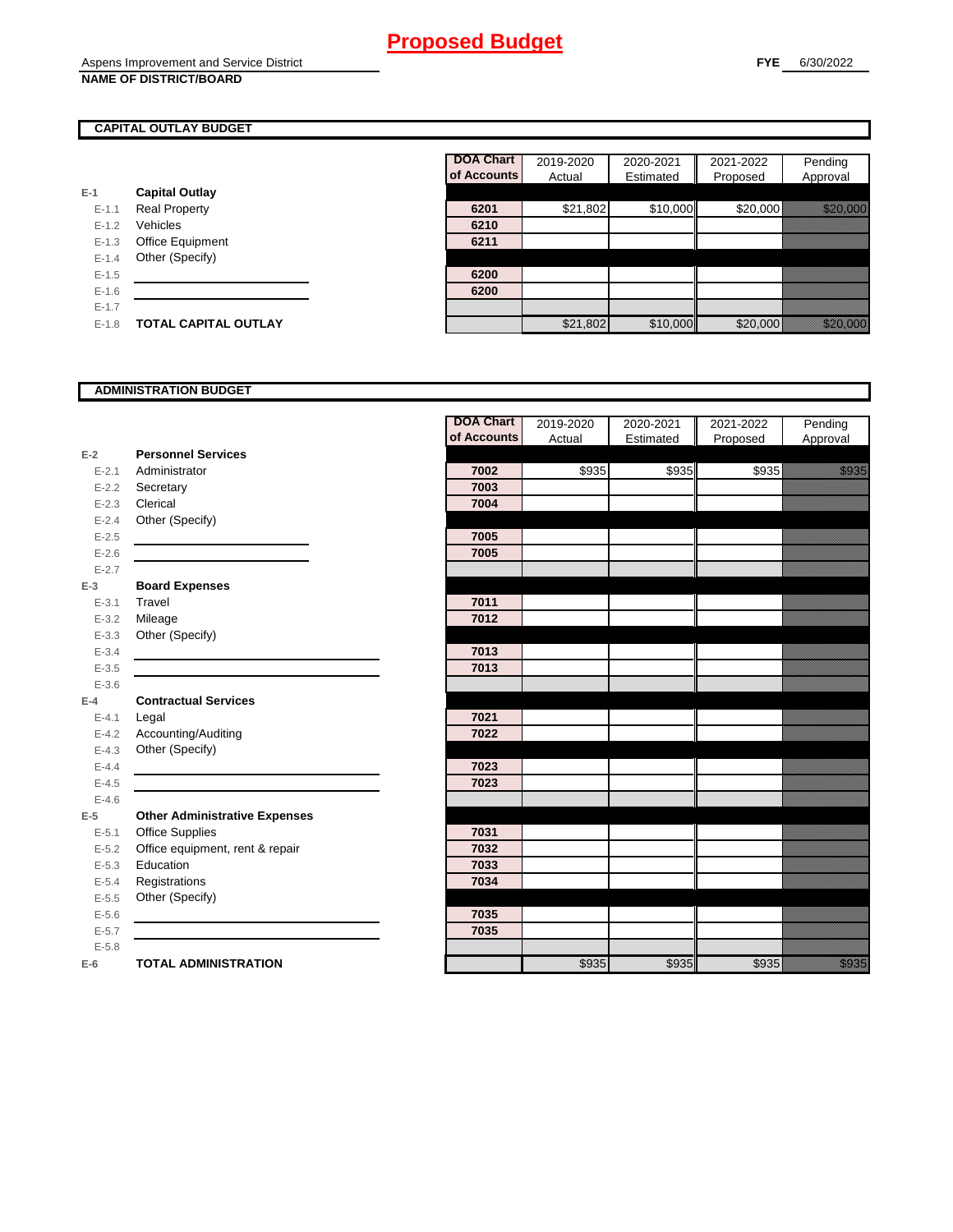# Proposed Budget

Aspens Improvement and Service District

**NAME OF DISTRICT/BOARD**

**FYE** 6/30/2022

## CAPITAL OUTLAY BUDGET

| | | DOA Chart of Accounts | 2019-2020 Actual | 2020-2021 Estimated | 2021-2022 Proposed | Pending Approval |
|---|---|---|---|---|---|---|
| **E-1** | **Capital Outlay** | | | | | |
| E-1.1 | Real Property | 6201 | $21,802 | $10,000 | $20,000 | $20,000 |
| E-1.2 | Vehicles | 6210 | | | | |
| E-1.3 | Office Equipment | 6211 | | | | |
| E-1.4 | Other (Specify) | | | | | |
| E-1.5 | | 6200 | | | | |
| E-1.6 | | 6200 | | | | |
| E-1.7 | | | | | | |
| E-1.8 | **TOTAL CAPITAL OUTLAY** | | $21,802 | $10,000 | $20,000 | $20,000 |

## ADMINISTRATION BUDGET

| | | DOA Chart of Accounts | 2019-2020 Actual | 2020-2021 Estimated | 2021-2022 Proposed | Pending Approval |
|---|---|---|---|---|---|---|
| **E-2** | **Personnel Services** | | | | | |
| E-2.1 | Administrator | 7002 | $935 | $935 | $935 | $935 |
| E-2.2 | Secretary | 7003 | | | | |
| E-2.3 | Clerical | 7004 | | | | |
| E-2.4 | Other (Specify) | | | | | |
| E-2.5 | | 7005 | | | | |
| E-2.6 | | 7005 | | | | |
| E-2.7 | | | | | | |
| **E-3** | **Board Expenses** | | | | | |
| E-3.1 | Travel | 7011 | | | | |
| E-3.2 | Mileage | 7012 | | | | |
| E-3.3 | Other (Specify) | | | | | |
| E-3.4 | | 7013 | | | | |
| E-3.5 | | 7013 | | | | |
| E-3.6 | | | | | | |
| **E-4** | **Contractual Services** | | | | | |
| E-4.1 | Legal | 7021 | | | | |
| E-4.2 | Accounting/Auditing | 7022 | | | | |
| E-4.3 | Other (Specify) | | | | | |
| E-4.4 | | 7023 | | | | |
| E-4.5 | | 7023 | | | | |
| E-4.6 | | | | | | |
| **E-5** | **Other Administrative Expenses** | | | | | |
| E-5.1 | Office Supplies | 7031 | | | | |
| E-5.2 | Office equipment, rent & repair | 7032 | | | | |
| E-5.3 | Education | 7033 | | | | |
| E-5.4 | Registrations | 7034 | | | | |
| E-5.5 | Other (Specify) | | | | | |
| E-5.6 | | 7035 | | | | |
| E-5.7 | | 7035 | | | | |
| E-5.8 | | | | | | |
| **E-6** | **TOTAL ADMINISTRATION** | | $935 | $935 | $935 | $935 |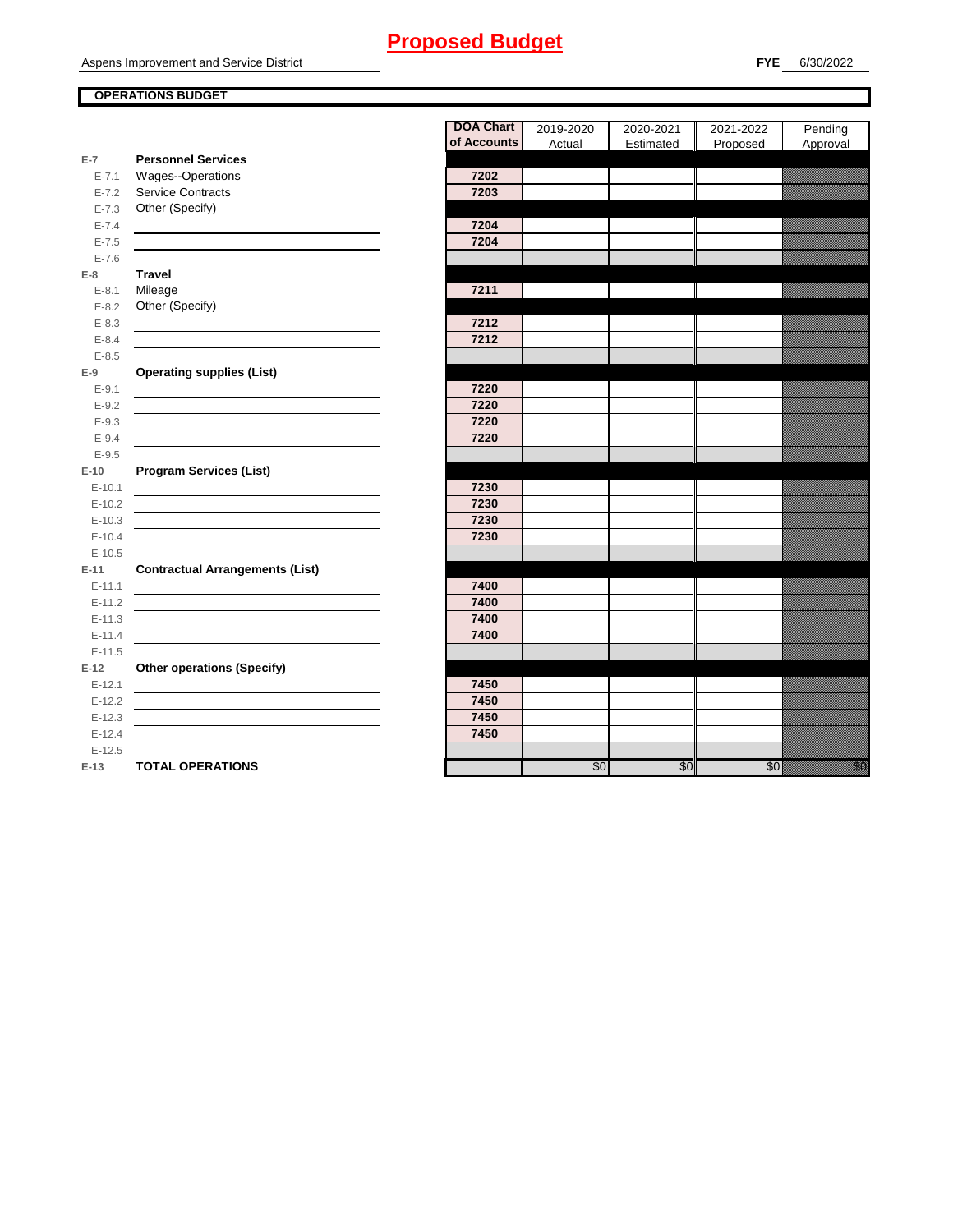# Proposed Budget

Aspens Improvement and Service District

**FYE** 6/30/2022

**OPERATIONS BUDGET**

| | | DOA Chart of Accounts | 2019-2020 Actual | 2020-2021 Estimated | 2021-2022 Proposed | Pending Approval |
|---|---|---|---|---|---|---|
| **E-7** | **Personnel Services** | | | | | |
| E-7.1 | Wages--Operations | 7202 | | | | |
| E-7.2 | Service Contracts | 7203 | | | | |
| E-7.3 | Other (Specify) | | | | | |
| E-7.4 | | 7204 | | | | |
| E-7.5 | | 7204 | | | | |
| E-7.6 | | | | | | |
| **E-8** | **Travel** | | | | | |
| E-8.1 | Mileage | 7211 | | | | |
| E-8.2 | Other (Specify) | | | | | |
| E-8.3 | | 7212 | | | | |
| E-8.4 | | 7212 | | | | |
| E-8.5 | | | | | | |
| **E-9** | **Operating supplies (List)** | | | | | |
| E-9.1 | | 7220 | | | | |
| E-9.2 | | 7220 | | | | |
| E-9.3 | | 7220 | | | | |
| E-9.4 | | 7220 | | | | |
| E-9.5 | | | | | | |
| **E-10** | **Program Services (List)** | | | | | |
| E-10.1 | | 7230 | | | | |
| E-10.2 | | 7230 | | | | |
| E-10.3 | | 7230 | | | | |
| E-10.4 | | 7230 | | | | |
| E-10.5 | | | | | | |
| **E-11** | **Contractual Arrangements (List)** | | | | | |
| E-11.1 | | 7400 | | | | |
| E-11.2 | | 7400 | | | | |
| E-11.3 | | 7400 | | | | |
| E-11.4 | | 7400 | | | | |
| E-11.5 | | | | | | |
| **E-12** | **Other operations (Specify)** | | | | | |
| E-12.1 | | 7450 | | | | |
| E-12.2 | | 7450 | | | | |
| E-12.3 | | 7450 | | | | |
| E-12.4 | | 7450 | | | | |
| E-12.5 | | | | | | |
| **E-13** | **TOTAL OPERATIONS** | | $0 | $0 | $0 | $0 |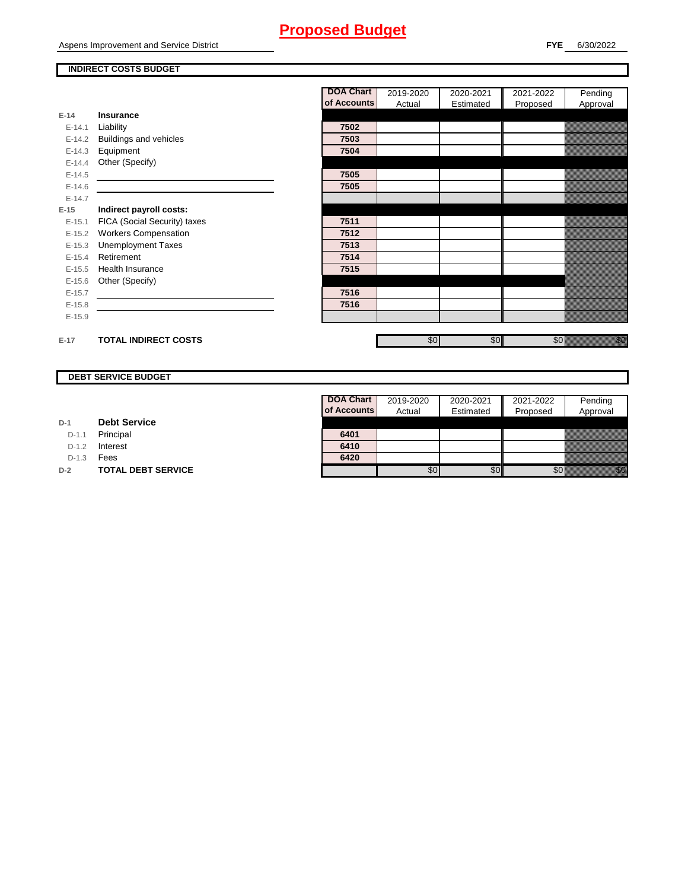# Proposed Budget

Aspens Improvement and Service District

**FYE** 6/30/2022

## INDIRECT COSTS BUDGET

| | | DOA Chart of Accounts | 2019-2020 Actual | 2020-2021 Estimated | 2021-2022 Proposed | Pending Approval |
|---|---|---|---|---|---|---|
| **E-14** | **Insurance** | | | | | |
| E-14.1 | Liability | 7502 | | | | |
| E-14.2 | Buildings and vehicles | 7503 | | | | |
| E-14.3 | Equipment | 7504 | | | | |
| E-14.4 | Other (Specify) | | | | | |
| E-14.5 | | 7505 | | | | |
| E-14.6 | | 7505 | | | | |
| E-14.7 | | | | | | |
| **E-15** | **Indirect payroll costs:** | | | | | |
| E-15.1 | FICA (Social Security) taxes | 7511 | | | | |
| E-15.2 | Workers Compensation | 7512 | | | | |
| E-15.3 | Unemployment Taxes | 7513 | | | | |
| E-15.4 | Retirement | 7514 | | | | |
| E-15.5 | Health Insurance | 7515 | | | | |
| E-15.6 | Other (Specify) | | | | | |
| E-15.7 | | 7516 | | | | |
| E-15.8 | | 7516 | | | | |
| E-15.9 | | | | | | |
| **E-17** | **TOTAL INDIRECT COSTS** | | $0 | $0 | $0 | $0 |

## DEBT SERVICE BUDGET

| | | DOA Chart of Accounts | 2019-2020 Actual | 2020-2021 Estimated | 2021-2022 Proposed | Pending Approval |
|---|---|---|---|---|---|---|
| **D-1** | **Debt Service** | | | | | |
| D-1.1 | Principal | 6401 | | | | |
| D-1.2 | Interest | 6410 | | | | |
| D-1.3 | Fees | 6420 | | | | |
| **D-2** | **TOTAL DEBT SERVICE** | | $0 | $0 | $0 | $0 |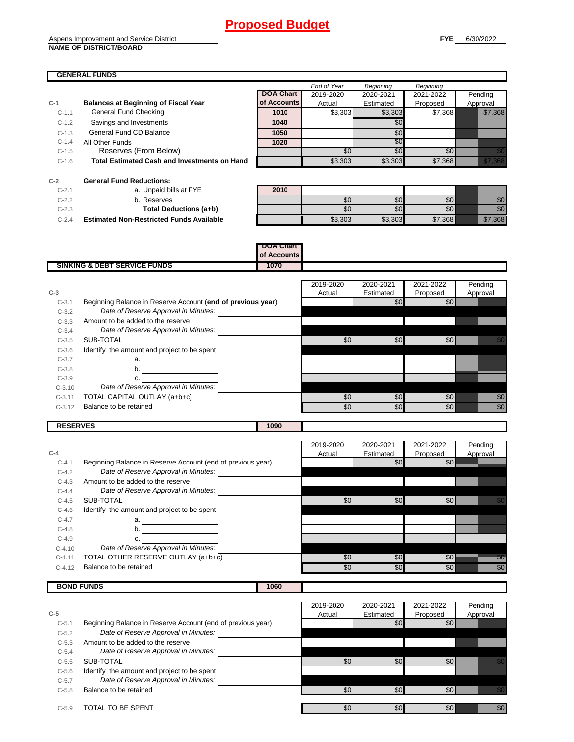# Proposed Budget

Aspens Improvement and Service District
**NAME OF DISTRICT/BOARD**

**FYE** 6/30/2022

## GENERAL FUNDS

| | | DOA Chart of Accounts | End of Year 2019-2020 Actual | Beginning 2020-2021 Estimated | Beginning 2021-2022 Proposed | Pending Approval |
|---|---|---|---|---|---|---|
| **C-1** | **Balances at Beginning of Fiscal Year** | | | | | |
| C-1.1 | General Fund Checking | 1010 | $3,303 | $3,303 | $7,368 | $7,368 |
| C-1.2 | Savings and Investments | 1040 | | $0 | | |
| C-1.3 | General Fund CD Balance | 1050 | | $0 | | |
| C-1.4 | All Other Funds | 1020 | | $0 | | |
| C-1.5 | Reserves (From Below) | | $0 | $0 | $0 | $0 |
| C-1.6 | **Total Estimated Cash and Investments on Hand** | | $3,303 | $3,303 | $7,368 | $7,368 |
| **C-2** | **General Fund Reductions:** | | | | | |
| C-2.1 | a. Unpaid bills at FYE | 2010 | | | | |
| C-2.2 | b. Reserves | | $0 | $0 | $0 | $0 |
| C-2.3 | **Total Deductions (a+b)** | | $0 | $0 | $0 | $0 |
| C-2.4 | **Estimated Non-Restricted Funds Available** | | $3,303 | $3,303 | $7,368 | $7,368 |

## SINKING & DEBT SERVICE FUNDS

DOA Chart of Accounts: 1070

| **C-3** | | 2019-2020 Actual | 2020-2021 Estimated | 2021-2022 Proposed | Pending Approval |
|---|---|---|---|---|---|
| C-3.1 | Beginning Balance in Reserve Account (**end of previous year**) | | $0 | $0 | |
| C-3.2 | *Date of Reserve Approval in Minutes:* | | | | |
| C-3.3 | Amount to be added to the reserve | | | | |
| C-3.4 | *Date of Reserve Approval in Minutes:* | | | | |
| C-3.5 | SUB-TOTAL | $0 | $0 | $0 | $0 |
| C-3.6 | Identify the amount and project to be spent | | | | |
| C-3.7 | a. | | | | |
| C-3.8 | b. | | | | |
| C-3.9 | c. | | | | |
| C-3.10 | *Date of Reserve Approval in Minutes:* | | | | |
| C-3.11 | TOTAL CAPITAL OUTLAY (a+b+c) | $0 | $0 | $0 | $0 |
| C-3.12 | Balance to be retained | $0 | $0 | $0 | $0 |

## RESERVES

1090

| **C-4** | | 2019-2020 Actual | 2020-2021 Estimated | 2021-2022 Proposed | Pending Approval |
|---|---|---|---|---|---|
| C-4.1 | Beginning Balance in Reserve Account (end of previous year) | | $0 | $0 | |
| C-4.2 | *Date of Reserve Approval in Minutes:* | | | | |
| C-4.3 | Amount to be added to the reserve | | | | |
| C-4.4 | *Date of Reserve Approval in Minutes:* | | | | |
| C-4.5 | SUB-TOTAL | $0 | $0 | $0 | $0 |
| C-4.6 | Identify the amount and project to be spent | | | | |
| C-4.7 | a. | | | | |
| C-4.8 | b. | | | | |
| C-4.9 | c. | | | | |
| C-4.10 | *Date of Reserve Approval in Minutes:* | | | | |
| C-4.11 | TOTAL OTHER RESERVE OUTLAY (a+b+c) | $0 | $0 | $0 | $0 |
| C-4.12 | Balance to be retained | $0 | $0 | $0 | $0 |

## BOND FUNDS

1060

| **C-5** | | 2019-2020 Actual | 2020-2021 Estimated | 2021-2022 Proposed | Pending Approval |
|---|---|---|---|---|---|
| C-5.1 | Beginning Balance in Reserve Account (end of previous year) | | $0 | $0 | |
| C-5.2 | *Date of Reserve Approval in Minutes:* | | | | |
| C-5.3 | Amount to be added to the reserve | | | | |
| C-5.4 | *Date of Reserve Approval in Minutes:* | | | | |
| C-5.5 | SUB-TOTAL | $0 | $0 | $0 | $0 |
| C-5.6 | Identify the amount and project to be spent | | | | |
| C-5.7 | *Date of Reserve Approval in Minutes:* | | | | |
| C-5.8 | Balance to be retained | $0 | $0 | $0 | $0 |
| C-5.9 | TOTAL TO BE SPENT | $0 | $0 | $0 | $0 |